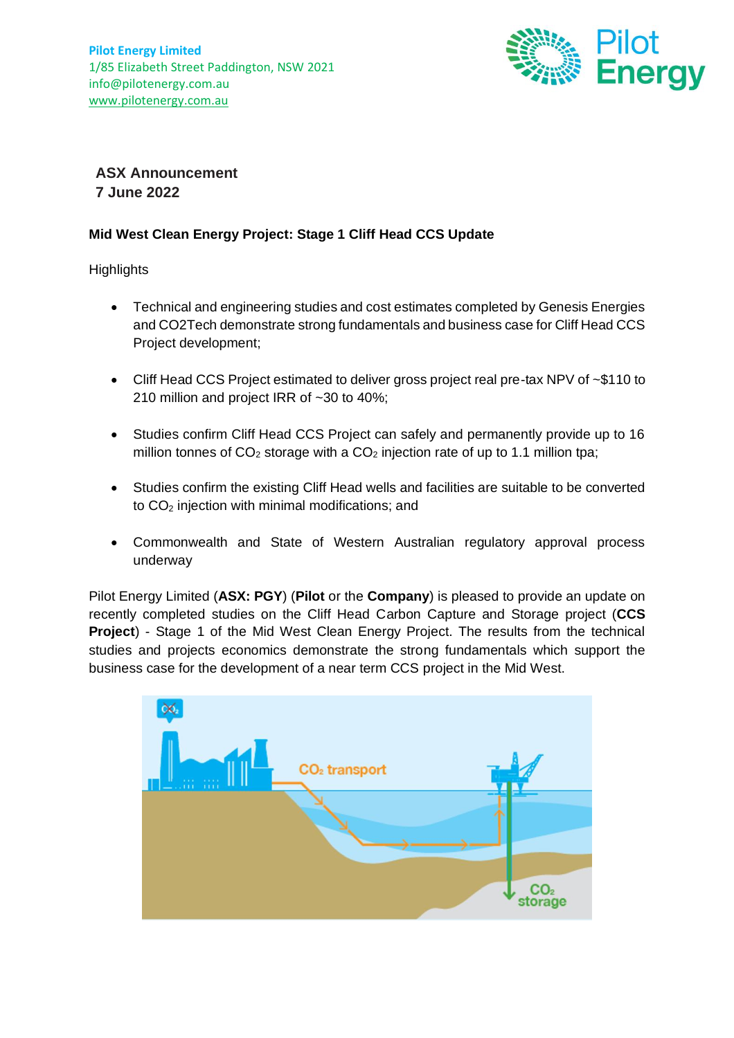**Pilot Energy Limited**
1/85 Elizabeth Street Paddington, NSW 2021
info@pilotenergy.com.au
www.pilotenergy.com.au

**ASX Announcement**
**7 June 2022**

## Mid West Clean Energy Project: Stage 1 Cliff Head CCS Update

Highlights

- Technical and engineering studies and cost estimates completed by Genesis Energies and CO2Tech demonstrate strong fundamentals and business case for Cliff Head CCS Project development;
- Cliff Head CCS Project estimated to deliver gross project real pre-tax NPV of ~$110 to 210 million and project IRR of ~30 to 40%;
- Studies confirm Cliff Head CCS Project can safely and permanently provide up to 16 million tonnes of $CO_2$ storage with a $CO_2$ injection rate of up to 1.1 million tpa;
- Studies confirm the existing Cliff Head wells and facilities are suitable to be converted to $CO_2$ injection with minimal modifications; and
- Commonwealth and State of Western Australian regulatory approval process underway

Pilot Energy Limited (**ASX: PGY**) (**Pilot** or the **Company**) is pleased to provide an update on recently completed studies on the Cliff Head Carbon Capture and Storage project (**CCS Project**) - Stage 1 of the Mid West Clean Energy Project. The results from the technical studies and projects economics demonstrate the strong fundamentals which support the business case for the development of a near term CCS project in the Mid West.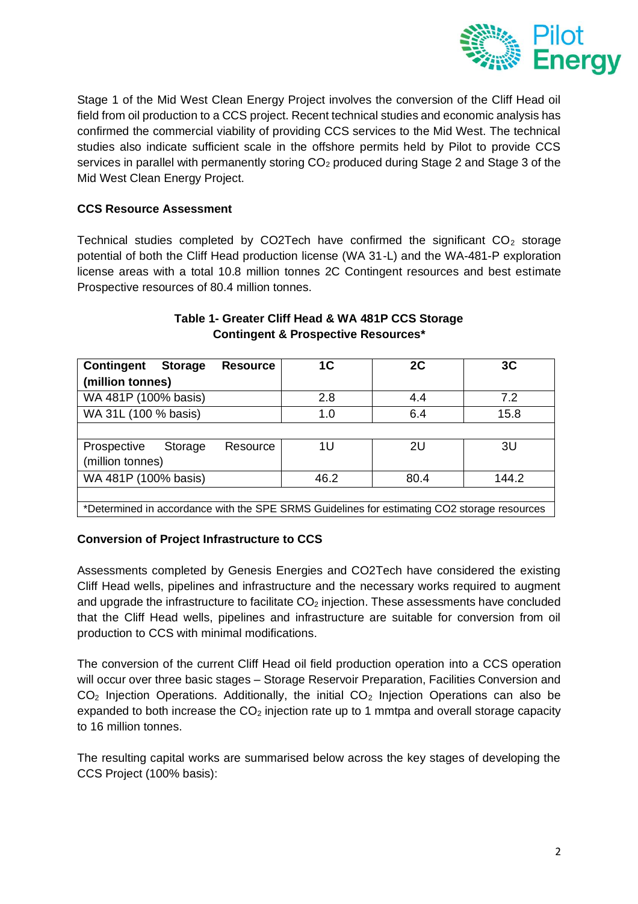Stage 1 of the Mid West Clean Energy Project involves the conversion of the Cliff Head oil field from oil production to a CCS project. Recent technical studies and economic analysis has confirmed the commercial viability of providing CCS services to the Mid West. The technical studies also indicate sufficient scale in the offshore permits held by Pilot to provide CCS services in parallel with permanently storing $CO_2$ produced during Stage 2 and Stage 3 of the Mid West Clean Energy Project.

**CCS Resource Assessment**

Technical studies completed by CO2Tech have confirmed the significant $CO_2$ storage potential of both the Cliff Head production license (WA 31-L) and the WA-481-P exploration license areas with a total 10.8 million tonnes 2C Contingent resources and best estimate Prospective resources of 80.4 million tonnes.

**Table 1- Greater Cliff Head & WA 481P CCS Storage Contingent & Prospective Resources***

| **Contingent Storage Resource (million tonnes)** | **1C** | **2C** | **3C** |
|---|---|---|---|
| WA 481P (100% basis) | 2.8 | 4.4 | 7.2 |
| WA 31L (100 % basis) | 1.0 | 6.4 | 15.8 |
| | | | |
| Prospective Storage Resource (million tonnes) | 1U | 2U | 3U |
| WA 481P (100% basis) | 46.2 | 80.4 | 144.2 |
| | | | |
| *Determined in accordance with the SPE SRMS Guidelines for estimating CO2 storage resources | | | |

**Conversion of Project Infrastructure to CCS**

Assessments completed by Genesis Energies and CO2Tech have considered the existing Cliff Head wells, pipelines and infrastructure and the necessary works required to augment and upgrade the infrastructure to facilitate $CO_2$ injection. These assessments have concluded that the Cliff Head wells, pipelines and infrastructure are suitable for conversion from oil production to CCS with minimal modifications.

The conversion of the current Cliff Head oil field production operation into a CCS operation will occur over three basic stages – Storage Reservoir Preparation, Facilities Conversion and $CO_2$ Injection Operations. Additionally, the initial $CO_2$ Injection Operations can also be expanded to both increase the $CO_2$ injection rate up to 1 mmtpa and overall storage capacity to 16 million tonnes.

The resulting capital works are summarised below across the key stages of developing the CCS Project (100% basis):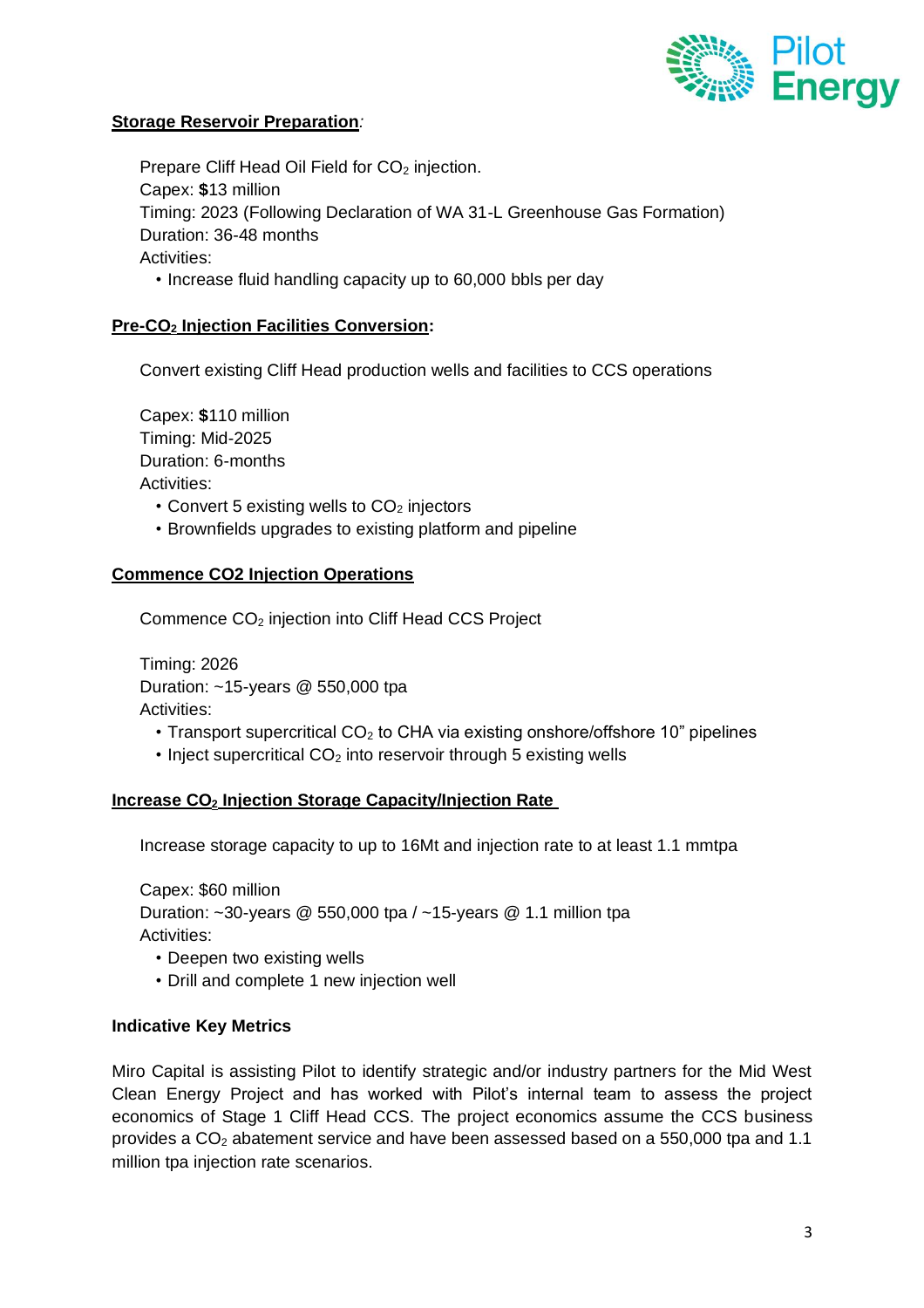**Storage Reservoir Preparation**:

Prepare Cliff Head Oil Field for $CO_2$ injection.
Capex: **$**13 million
Timing: 2023 (Following Declaration of WA 31-L Greenhouse Gas Formation)
Duration: 36-48 months
Activities:

- Increase fluid handling capacity up to 60,000 bbls per day

**Pre-$CO_2$ Injection Facilities Conversion:**

Convert existing Cliff Head production wells and facilities to CCS operations

Capex: **$**110 million
Timing: Mid-2025
Duration: 6-months
Activities:

- Convert 5 existing wells to $CO_2$ injectors
- Brownfields upgrades to existing platform and pipeline

**Commence CO2 Injection Operations**

Commence $CO_2$ injection into Cliff Head CCS Project

Timing: 2026
Duration: ~15-years @ 550,000 tpa
Activities:

- Transport supercritical $CO_2$ to CHA via existing onshore/offshore 10" pipelines
- Inject supercritical $CO_2$ into reservoir through 5 existing wells

**Increase $CO_2$ Injection Storage Capacity/Injection Rate**

Increase storage capacity to up to 16Mt and injection rate to at least 1.1 mmtpa

Capex: $60 million
Duration: ~30-years @ 550,000 tpa / ~15-years @ 1.1 million tpa
Activities:

- Deepen two existing wells
- Drill and complete 1 new injection well

**Indicative Key Metrics**

Miro Capital is assisting Pilot to identify strategic and/or industry partners for the Mid West Clean Energy Project and has worked with Pilot's internal team to assess the project economics of Stage 1 Cliff Head CCS. The project economics assume the CCS business provides a $CO_2$ abatement service and have been assessed based on a 550,000 tpa and 1.1 million tpa injection rate scenarios.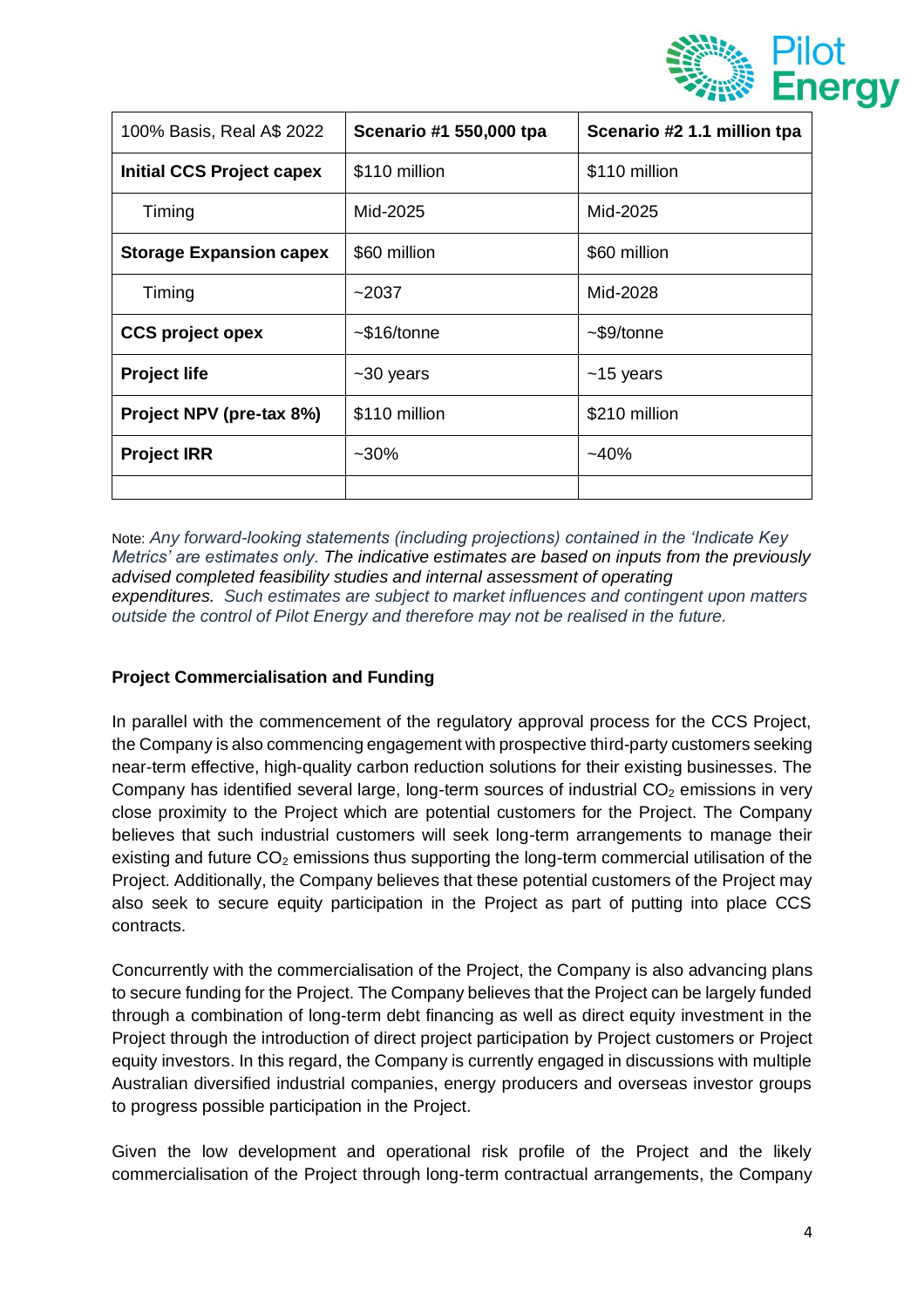| 100% Basis, Real A$ 2022 | Scenario #1 550,000 tpa | Scenario #2 1.1 million tpa |
|---|---|---|
| **Initial CCS Project capex** | $110 million | $110 million |
| Timing | Mid-2025 | Mid-2025 |
| **Storage Expansion capex** | $60 million | $60 million |
| Timing | ~2037 | Mid-2028 |
| **CCS project opex** | ~$16/tonne | ~$9/tonne |
| **Project life** | ~30 years | ~15 years |
| **Project NPV (pre-tax 8%)** | $110 million | $210 million |
| **Project IRR** | ~30% | ~40% |
| | | |

Note: *Any forward-looking statements (including projections) contained in the 'Indicate Key Metrics' are estimates only. The indicative estimates are based on inputs from the previously advised completed feasibility studies and internal assessment of operating expenditures. Such estimates are subject to market influences and contingent upon matters outside the control of Pilot Energy and therefore may not be realised in the future.*

**Project Commercialisation and Funding**

In parallel with the commencement of the regulatory approval process for the CCS Project, the Company is also commencing engagement with prospective third-party customers seeking near-term effective, high-quality carbon reduction solutions for their existing businesses. The Company has identified several large, long-term sources of industrial $CO_2$ emissions in very close proximity to the Project which are potential customers for the Project. The Company believes that such industrial customers will seek long-term arrangements to manage their existing and future $CO_2$ emissions thus supporting the long-term commercial utilisation of the Project. Additionally, the Company believes that these potential customers of the Project may also seek to secure equity participation in the Project as part of putting into place CCS contracts.

Concurrently with the commercialisation of the Project, the Company is also advancing plans to secure funding for the Project. The Company believes that the Project can be largely funded through a combination of long-term debt financing as well as direct equity investment in the Project through the introduction of direct project participation by Project customers or Project equity investors. In this regard, the Company is currently engaged in discussions with multiple Australian diversified industrial companies, energy producers and overseas investor groups to progress possible participation in the Project.

Given the low development and operational risk profile of the Project and the likely commercialisation of the Project through long-term contractual arrangements, the Company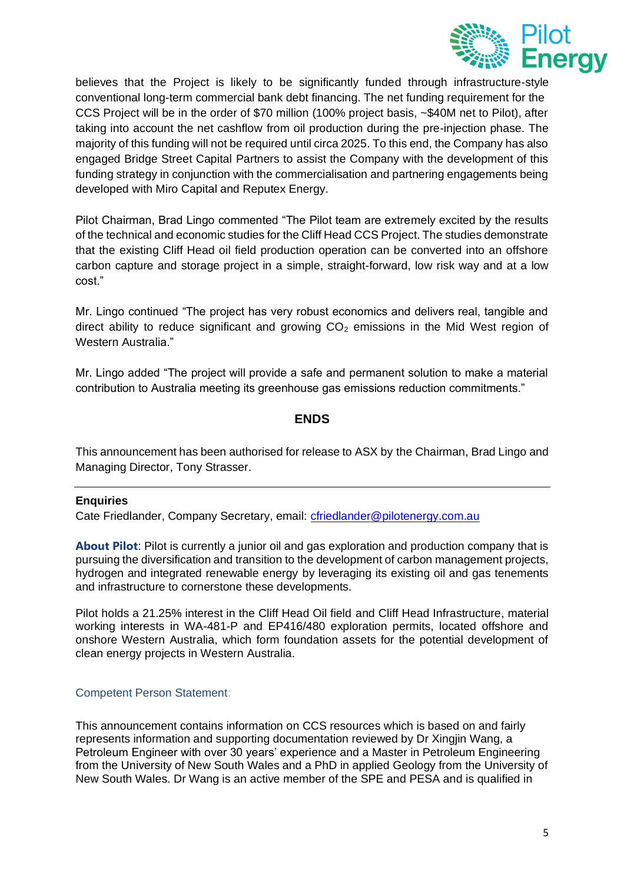believes that the Project is likely to be significantly funded through infrastructure-style conventional long-term commercial bank debt financing. The net funding requirement for the CCS Project will be in the order of $70 million (100% project basis, ~$40M net to Pilot), after taking into account the net cashflow from oil production during the pre-injection phase. The majority of this funding will not be required until circa 2025. To this end, the Company has also engaged Bridge Street Capital Partners to assist the Company with the development of this funding strategy in conjunction with the commercialisation and partnering engagements being developed with Miro Capital and Reputex Energy.

Pilot Chairman, Brad Lingo commented "The Pilot team are extremely excited by the results of the technical and economic studies for the Cliff Head CCS Project. The studies demonstrate that the existing Cliff Head oil field production operation can be converted into an offshore carbon capture and storage project in a simple, straight-forward, low risk way and at a low cost."

Mr. Lingo continued "The project has very robust economics and delivers real, tangible and direct ability to reduce significant and growing $CO_2$ emissions in the Mid West region of Western Australia."

Mr. Lingo added "The project will provide a safe and permanent solution to make a material contribution to Australia meeting its greenhouse gas emissions reduction commitments."

**ENDS**

This announcement has been authorised for release to ASX by the Chairman, Brad Lingo and Managing Director, Tony Strasser.

---

**Enquiries**

Cate Friedlander, Company Secretary, email: cfriedlander@pilotenergy.com.au

**About Pilot**: Pilot is currently a junior oil and gas exploration and production company that is pursuing the diversification and transition to the development of carbon management projects, hydrogen and integrated renewable energy by leveraging its existing oil and gas tenements and infrastructure to cornerstone these developments.

Pilot holds a 21.25% interest in the Cliff Head Oil field and Cliff Head Infrastructure, material working interests in WA-481-P and EP416/480 exploration permits, located offshore and onshore Western Australia, which form foundation assets for the potential development of clean energy projects in Western Australia.

Competent Person Statement:

This announcement contains information on CCS resources which is based on and fairly represents information and supporting documentation reviewed by Dr Xingjin Wang, a Petroleum Engineer with over 30 years' experience and a Master in Petroleum Engineering from the University of New South Wales and a PhD in applied Geology from the University of New South Wales. Dr Wang is an active member of the SPE and PESA and is qualified in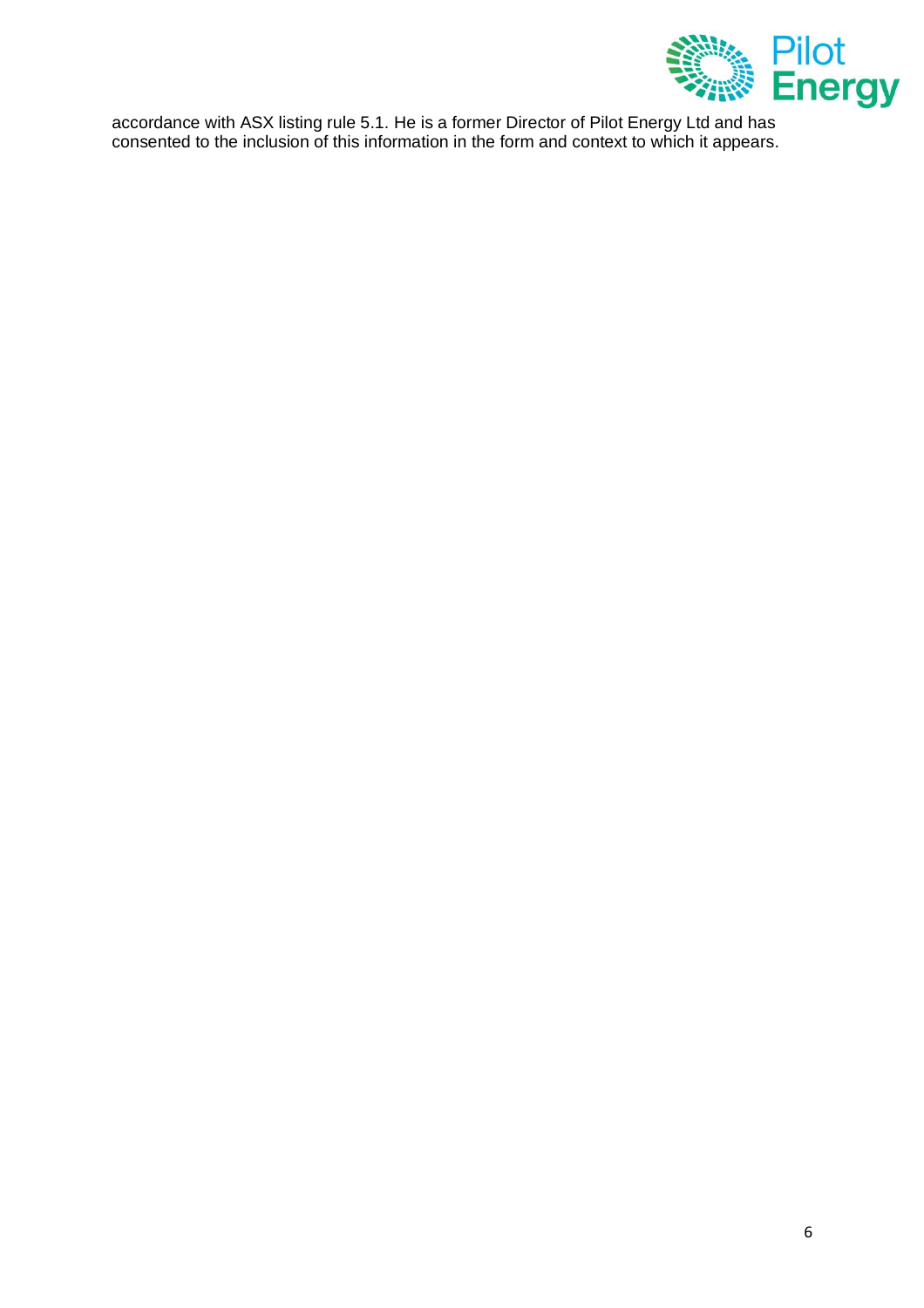accordance with ASX listing rule 5.1. He is a former Director of Pilot Energy Ltd and has consented to the inclusion of this information in the form and context to which it appears.